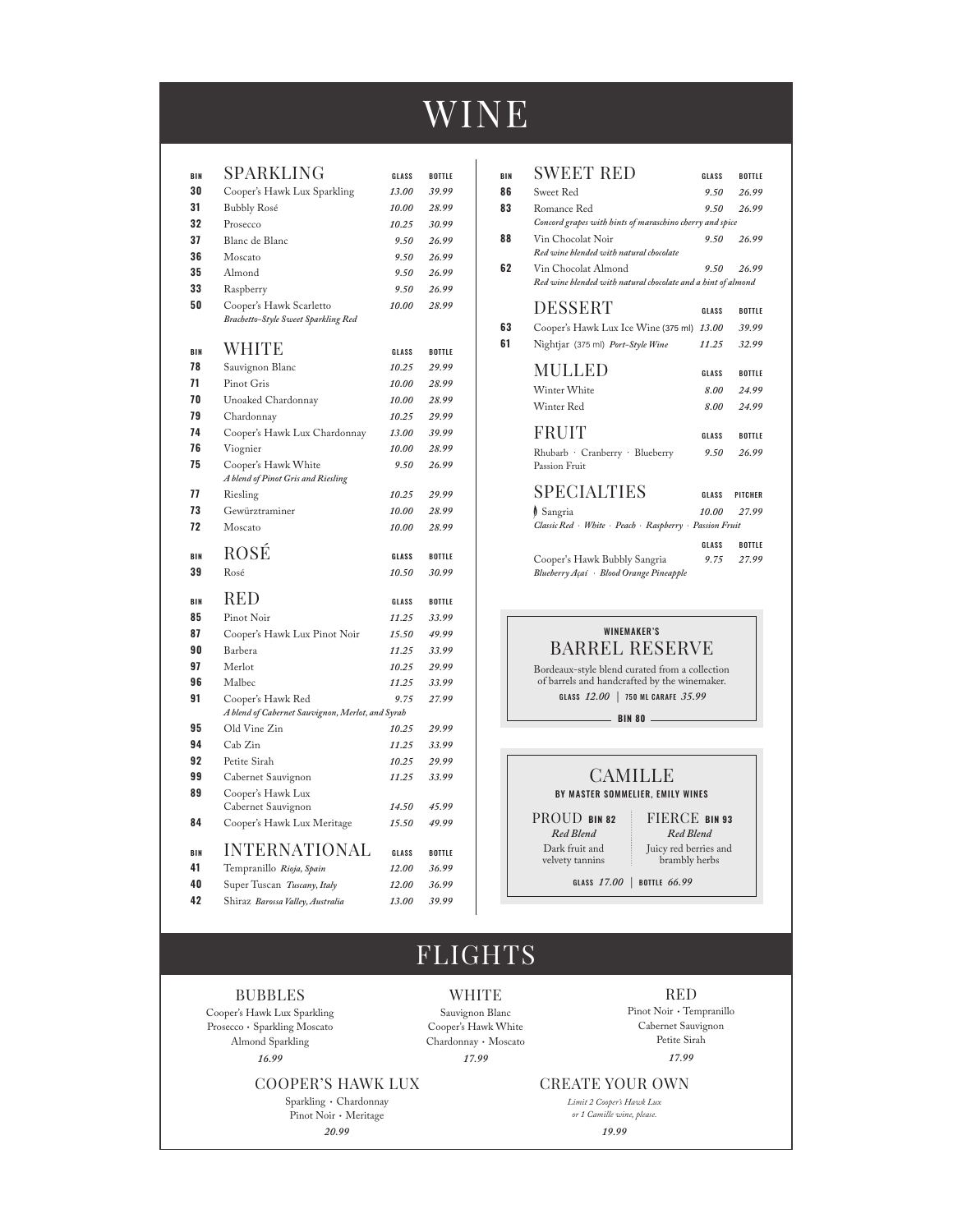# WINE

## SPARKLING

| BIN | SPARKLING | GLASS | BOTTLE |
|---|---|---|---|
| 30 | Cooper's Hawk Lux Sparkling | *13.00* | *39.99* |
| 31 | Bubbly Rosé | *10.00* | *28.99* |
| 32 | Prosecco | *10.25* | *30.99* |
| 37 | Blanc de Blanc | *9.50* | *26.99* |
| 36 | Moscato | *9.50* | *26.99* |
| 35 | Almond | *9.50* | *26.99* |
| 33 | Raspberry | *9.50* | *26.99* |
| 50 | Cooper's Hawk Scarletto *Brachetto-Style Sweet Sparkling Red* | *10.00* | *28.99* |

## WHITE

| BIN | WHITE | GLASS | BOTTLE |
|---|---|---|---|
| 78 | Sauvignon Blanc | *10.25* | *29.99* |
| 71 | Pinot Gris | *10.00* | *28.99* |
| 70 | Unoaked Chardonnay | *10.00* | *28.99* |
| 79 | Chardonnay | *10.25* | *29.99* |
| 74 | Cooper's Hawk Lux Chardonnay | *13.00* | *39.99* |
| 76 | Viognier | *10.00* | *28.99* |
| 75 | Cooper's Hawk White *A blend of Pinot Gris and Riesling* | *9.50* | *26.99* |
| 77 | Riesling | *10.25* | *29.99* |
| 73 | Gewürztraminer | *10.00* | *28.99* |
| 72 | Moscato | *10.00* | *28.99* |

## ROSÉ

| BIN | ROSÉ | GLASS | BOTTLE |
|---|---|---|---|
| 39 | Rosé | *10.50* | *30.99* |

## RED

| BIN | RED | GLASS | BOTTLE |
|---|---|---|---|
| 85 | Pinot Noir | *11.25* | *33.99* |
| 87 | Cooper's Hawk Lux Pinot Noir | *15.50* | *49.99* |
| 90 | Barbera | *11.25* | *33.99* |
| 97 | Merlot | *10.25* | *29.99* |
| 96 | Malbec | *11.25* | *33.99* |
| 91 | Cooper's Hawk Red *A blend of Cabernet Sauvignon, Merlot, and Syrah* | *9.75* | *27.99* |
| 95 | Old Vine Zin | *10.25* | *29.99* |
| 94 | Cab Zin | *11.25* | *33.99* |
| 92 | Petite Sirah | *10.25* | *29.99* |
| 99 | Cabernet Sauvignon | *11.25* | *33.99* |
| 89 | Cooper's Hawk Lux Cabernet Sauvignon | *14.50* | *45.99* |
| 84 | Cooper's Hawk Lux Meritage | *15.50* | *49.99* |

## INTERNATIONAL

| BIN | INTERNATIONAL | GLASS | BOTTLE |
|---|---|---|---|
| 41 | Tempranillo *Rioja, Spain* | *12.00* | *36.99* |
| 40 | Super Tuscan *Tuscany, Italy* | *12.00* | *36.99* |
| 42 | Shiraz *Barossa Valley, Australia* | *13.00* | *39.99* |

## SWEET RED

| BIN | SWEET RED | GLASS | BOTTLE |
|---|---|---|---|
| 86 | Sweet Red | *9.50* | *26.99* |
| 83 | Romance Red *Concord grapes with hints of maraschino cherry and spice* | *9.50* | *26.99* |
| 88 | Vin Chocolat Noir *Red wine blended with natural chocolate* | *9.50* | *26.99* |
| 62 | Vin Chocolat Almond *Red wine blended with natural chocolate and a hint of almond* | *9.50* | *26.99* |

## DESSERT

| BIN | DESSERT | GLASS | BOTTLE |
|---|---|---|---|
| 63 | Cooper's Hawk Lux Ice Wine (375 ml) | *13.00* | *39.99* |
| 61 | Nightjar (375 ml) *Port-Style Wine* | *11.25* | *32.99* |

## MULLED

| MULLED | GLASS | BOTTLE |
|---|---|---|
| Winter White | *8.00* | *24.99* |
| Winter Red | *8.00* | *24.99* |

## FRUIT

| FRUIT | GLASS | BOTTLE |
|---|---|---|
| Rhubarb · Cranberry · Blueberry Passion Fruit | *9.50* | *26.99* |

## SPECIALTIES

| SPECIALTIES | GLASS | PITCHER |
|---|---|---|
| Sangria *Classic Red · White · Peach · Raspberry · Passion Fruit* | *10.00* | *27.99* |

| | GLASS | BOTTLE |
|---|---|---|
| Cooper's Hawk Bubbly Sangria *Blueberry Açaí · Blood Orange Pineapple* | *9.75* | *27.99* |

## WINEMAKER'S BARREL RESERVE

Bordeaux-style blend curated from a collection of barrels and handcrafted by the winemaker.

GLASS *12.00* | 750 ML CARAFE *35.99*

BIN 80

## CAMILLE

BY MASTER SOMMELIER, EMILY WINES

**PROUD** BIN 82
*Red Blend*
Dark fruit and velvety tannins

**FIERCE** BIN 93
*Red Blend*
Juicy red berries and brambly herbs

GLASS *17.00* | BOTTLE *66.99*

# FLIGHTS

### BUBBLES

Cooper's Hawk Lux Sparkling
Prosecco · Sparkling Moscato
Almond Sparkling

*16.99*

### WHITE

Sauvignon Blanc
Cooper's Hawk White
Chardonnay · Moscato

*17.99*

### RED

Pinot Noir · Tempranillo
Cabernet Sauvignon
Petite Sirah

*17.99*

### COOPER'S HAWK LUX

Sparkling · Chardonnay
Pinot Noir · Meritage

*20.99*

### CREATE YOUR OWN

*Limit 2 Cooper's Hawk Lux or 1 Camille wine, please.*

*19.99*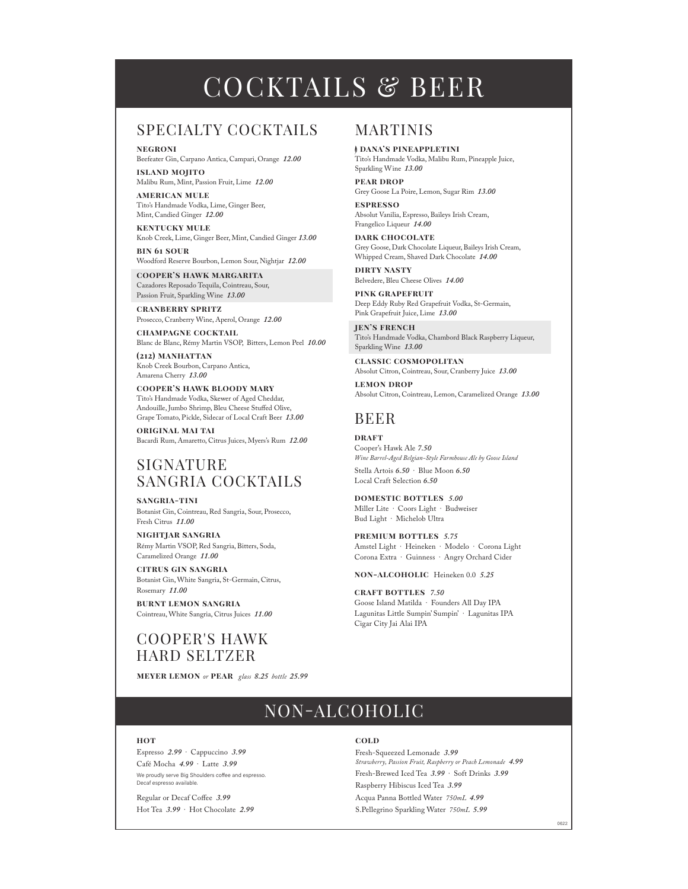# COCKTAILS & BEER

## SPECIALTY COCKTAILS

**NEGRONI**
Beefeater Gin, Carpano Antica, Campari, Orange *12.00*

**ISLAND MOJITO**
Malibu Rum, Mint, Passion Fruit, Lime *12.00*

**AMERICAN MULE**
Tito's Handmade Vodka, Lime, Ginger Beer, Mint, Candied Ginger *12.00*

**KENTUCKY MULE**
Knob Creek, Lime, Ginger Beer, Mint, Candied Ginger *13.00*

**BIN 61 SOUR**
Woodford Reserve Bourbon, Lemon Sour, Nightjar *12.00*

**COOPER'S HAWK MARGARITA**
Cazadores Reposado Tequila, Cointreau, Sour, Passion Fruit, Sparkling Wine *13.00*

**CRANBERRY SPRITZ**
Prosecco, Cranberry Wine, Aperol, Orange *12.00*

**CHAMPAGNE COCKTAIL**
Blanc de Blanc, Rémy Martin VSOP, Bitters, Lemon Peel *10.00*

**(212) MANHATTAN**
Knob Creek Bourbon, Carpano Antica, Amarena Cherry *13.00*

**COOPER'S HAWK BLOODY MARY**
Tito's Handmade Vodka, Skewer of Aged Cheddar, Andouille, Jumbo Shrimp, Bleu Cheese Stuffed Olive, Grape Tomato, Pickle, Sidecar of Local Craft Beer *13.00*

**ORIGINAL MAI TAI**
Bacardi Rum, Amaretto, Citrus Juices, Myers's Rum *12.00*

## SIGNATURE SANGRIA COCKTAILS

**SANGRIA-TINI**
Botanist Gin, Cointreau, Red Sangria, Sour, Prosecco, Fresh Citrus *11.00*

**NIGHTJAR SANGRIA**
Rémy Martin VSOP, Red Sangria, Bitters, Soda, Caramelized Orange *11.00*

**CITRUS GIN SANGRIA**
Botanist Gin, White Sangria, St-Germain, Citrus, Rosemary *11.00*

**BURNT LEMON SANGRIA**
Cointreau, White Sangria, Citrus Juices *11.00*

## COOPER'S HAWK HARD SELTZER

**MEYER LEMON** *or* **PEAR** *glass* *8.25* *bottle* *25.99*

## MARTINIS

**DANA'S PINEAPPLETINI**
Tito's Handmade Vodka, Malibu Rum, Pineapple Juice, Sparkling Wine *13.00*

**PEAR DROP**
Grey Goose La Poire, Lemon, Sugar Rim *13.00*

**ESPRESSO**
Absolut Vanilia, Espresso, Baileys Irish Cream, Frangelico Liqueur *14.00*

**DARK CHOCOLATE**
Grey Goose, Dark Chocolate Liqueur, Baileys Irish Cream, Whipped Cream, Shaved Dark Chocolate *14.00*

**DIRTY NASTY**
Belvedere, Bleu Cheese Olives *14.00*

**PINK GRAPEFRUIT**
Deep Eddy Ruby Red Grapefruit Vodka, St-Germain, Pink Grapefruit Juice, Lime *13.00*

**JEN'S FRENCH**
Tito's Handmade Vodka, Chambord Black Raspberry Liqueur, Sparkling Wine *13.00*

**CLASSIC COSMOPOLITAN**
Absolut Citron, Cointreau, Sour, Cranberry Juice *13.00*

**LEMON DROP**
Absolut Citron, Cointreau, Lemon, Caramelized Orange *13.00*

## BEER

**DRAFT**
Cooper's Hawk Ale *7.50*
*Wine Barrel-Aged Belgian-Style Farmhouse Ale by Goose Island*

Stella Artois *6.50* · Blue Moon *6.50*
Local Craft Selection *6.50*

**DOMESTIC BOTTLES** *5.00*
Miller Lite · Coors Light · Budweiser
Bud Light · Michelob Ultra

**PREMIUM BOTTLES** *5.75*
Amstel Light · Heineken · Modelo · Corona Light
Corona Extra · Guinness · Angry Orchard Cider

**NON-ALCOHOLIC** Heineken 0.0 *5.25*

**CRAFT BOTTLES** *7.50*
Goose Island Matilda · Founders All Day IPA
Lagunitas Little Sumpin' Sumpin' · Lagunitas IPA
Cigar City Jai Alai IPA

# NON-ALCOHOLIC

**HOT**

Espresso *2.99* · Cappuccino *3.99*
Café Mocha *4.99* · Latte *3.99*

We proudly serve Big Shoulders coffee and espresso.
Decaf espresso available.

Regular or Decaf Coffee *3.99*
Hot Tea *3.99* · Hot Chocolate *2.99*

**COLD**

Fresh-Squeezed Lemonade *3.99*
*Strawberry, Passion Fruit, Raspberry or Peach Lemonade* *4.99*
Fresh-Brewed Iced Tea *3.99* · Soft Drinks *3.99*
Raspberry Hibiscus Iced Tea *3.99*
Acqua Panna Bottled Water *750mL* *4.99*
S.Pellegrino Sparkling Water *750mL* *5.99*

0622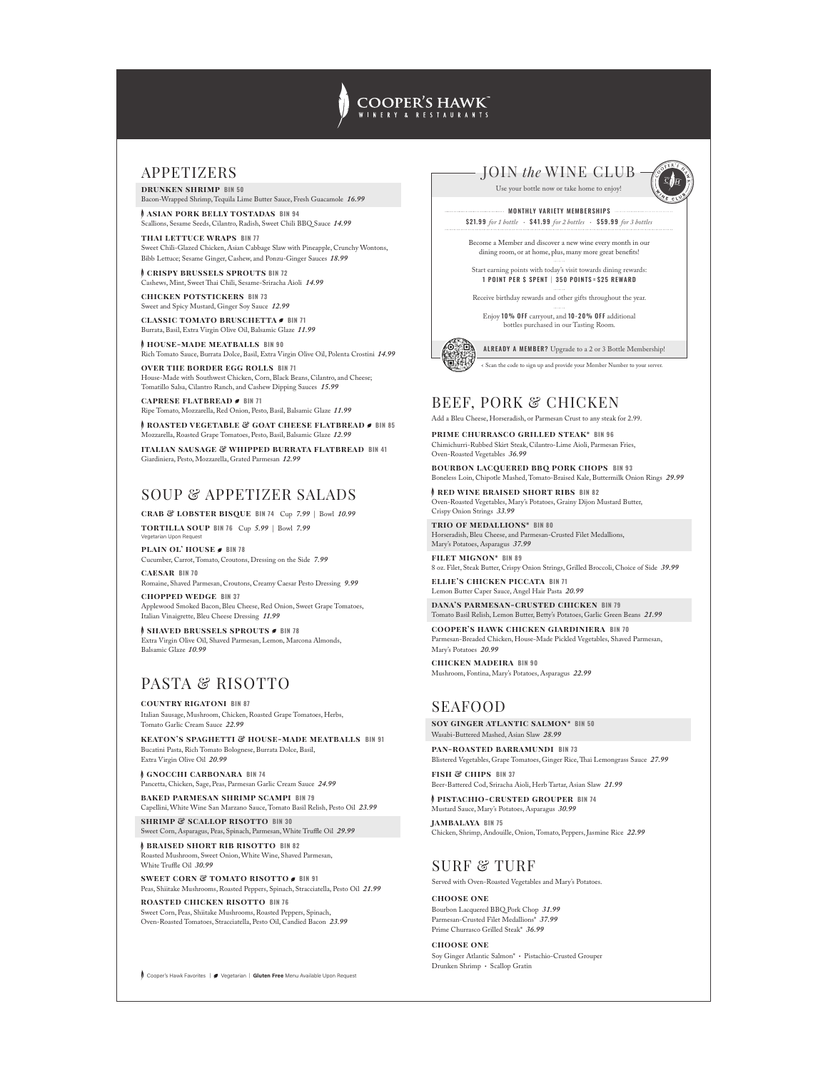# COOPER'S HAWK™
WINERY & RESTAURANTS

## APPETIZERS

**DRUNKEN SHRIMP** BIN 50
Bacon-Wrapped Shrimp, Tequila Lime Butter Sauce, Fresh Guacamole *16.99*

**ASIAN PORK BELLY TOSTADAS** BIN 94
Scallions, Sesame Seeds, Cilantro, Radish, Sweet Chili BBQ Sauce *14.99*

**THAI LETTUCE WRAPS** BIN 77
Sweet Chili-Glazed Chicken, Asian Cabbage Slaw with Pineapple, Crunchy Wontons, Bibb Lettuce; Sesame Ginger, Cashew, and Ponzu-Ginger Sauces *18.99*

**CRISPY BRUSSELS SPROUTS** BIN 72
Cashews, Mint, Sweet Thai Chili, Sesame-Sriracha Aioli *14.99*

**CHICKEN POTSTICKERS** BIN 73
Sweet and Spicy Mustard, Ginger Soy Sauce *12.99*

**CLASSIC TOMATO BRUSCHETTA** BIN 71
Burrata, Basil, Extra Virgin Olive Oil, Balsamic Glaze *11.99*

**HOUSE-MADE MEATBALLS** BIN 90
Rich Tomato Sauce, Burrata Dolce, Basil, Extra Virgin Olive Oil, Polenta Crostini *14.99*

**OVER THE BORDER EGG ROLLS** BIN 71
House-Made with Southwest Chicken, Corn, Black Beans, Cilantro, and Cheese; Tomatillo Salsa, Cilantro Ranch, and Cashew Dipping Sauces *15.99*

**CAPRESE FLATBREAD** BIN 71
Ripe Tomato, Mozzarella, Red Onion, Pesto, Basil, Balsamic Glaze *11.99*

**ROASTED VEGETABLE & GOAT CHEESE FLATBREAD** BIN 85
Mozzarella, Roasted Grape Tomatoes, Pesto, Basil, Balsamic Glaze *12.99*

**ITALIAN SAUSAGE & WHIPPED BURRATA FLATBREAD** BIN 41
Giardiniera, Pesto, Mozzarella, Grated Parmesan *12.99*

## SOUP & APPETIZER SALADS

**CRAB & LOBSTER BISQUE** BIN 74 Cup *7.99* | Bowl *10.99*

**TORTILLA SOUP** BIN 76 Cup *5.99* | Bowl *7.99*
Vegetarian Upon Request

**PLAIN OL' HOUSE** BIN 78
Cucumber, Carrot, Tomato, Croutons, Dressing on the Side *7.99*

**CAESAR** BIN 70
Romaine, Shaved Parmesan, Croutons, Creamy Caesar Pesto Dressing *9.99*

**CHOPPED WEDGE** BIN 37
Applewood Smoked Bacon, Bleu Cheese, Red Onion, Sweet Grape Tomatoes, Italian Vinaigrette, Bleu Cheese Dressing *11.99*

**SHAVED BRUSSELS SPROUTS** BIN 78
Extra Virgin Olive Oil, Shaved Parmesan, Lemon, Marcona Almonds, Balsamic Glaze *10.99*

## PASTA & RISOTTO

**COUNTRY RIGATONI** BIN 87
Italian Sausage, Mushroom, Chicken, Roasted Grape Tomatoes, Herbs, Tomato Garlic Cream Sauce *22.99*

**KEATON'S SPAGHETTI & HOUSE-MADE MEATBALLS** BIN 91
Bucatini Pasta, Rich Tomato Bolognese, Burrata Dolce, Basil, Extra Virgin Olive Oil *20.99*

**GNOCCHI CARBONARA** BIN 74
Pancetta, Chicken, Sage, Peas, Parmesan Garlic Cream Sauce *24.99*

**BAKED PARMESAN SHRIMP SCAMPI** BIN 79
Capellini, White Wine San Marzano Sauce, Tomato Basil Relish, Pesto Oil *23.99*

**SHRIMP & SCALLOP RISOTTO** BIN 30
Sweet Corn, Asparagus, Peas, Spinach, Parmesan, White Truffle Oil *29.99*

**BRAISED SHORT RIB RISOTTO** BIN 82
Roasted Mushroom, Sweet Onion, White Wine, Shaved Parmesan, White Truffle Oil *30.99*

**SWEET CORN & TOMATO RISOTTO** BIN 91
Peas, Shiitake Mushrooms, Roasted Peppers, Spinach, Stracciatella, Pesto Oil *21.99*

**ROASTED CHICKEN RISOTTO** BIN 76
Sweet Corn, Peas, Shiitake Mushrooms, Roasted Peppers, Spinach, Oven-Roasted Tomatoes, Stracciatella, Pesto Oil, Candied Bacon *23.99*

## JOIN *the* WINE CLUB

Use your bottle now or take home to enjoy!

**MONTHLY VARIETY MEMBERSHIPS**

**$21.99** *for 1 bottle* · **$41.99** *for 2 bottles* · **$59.99** *for 3 bottles*

Become a Member and discover a new wine every month in our dining room, or at home, plus, many more great benefits!

Start earning points with today's visit towards dining rewards:
**1 POINT PER $ SPENT | 350 POINTS = $25 REWARD**

Receive birthday rewards and other gifts throughout the year.

Enjoy **10% OFF** carryout, and **10-20% OFF** additional bottles purchased in our Tasting Room.

**ALREADY A MEMBER?** Upgrade to a 2 or 3 Bottle Membership!

< Scan the code to sign up and provide your Member Number to your server.

## BEEF, PORK & CHICKEN

Add a Bleu Cheese, Horseradish, or Parmesan Crust to any steak for 2.99.

**PRIME CHURRASCO GRILLED STEAK*** BIN 96
Chimichurri-Rubbed Skirt Steak, Cilantro-Lime Aioli, Parmesan Fries, Oven-Roasted Vegetables *36.99*

**BOURBON LACQUERED BBQ PORK CHOPS** BIN 93
Boneless Loin, Chipotle Mashed, Tomato-Braised Kale, Buttermilk Onion Rings *29.99*

**RED WINE BRAISED SHORT RIBS** BIN 82
Oven-Roasted Vegetables, Mary's Potatoes, Grainy Dijon Mustard Butter, Crispy Onion Strings *33.99*

**TRIO OF MEDALLIONS*** BIN 80
Horseradish, Bleu Cheese, and Parmesan-Crusted Filet Medallions, Mary's Potatoes, Asparagus *37.99*

**FILET MIGNON*** BIN 89
8 oz. Filet, Steak Butter, Crispy Onion Strings, Grilled Broccoli, Choice of Side *39.99*

**ELLIE'S CHICKEN PICCATA** BIN 71
Lemon Butter Caper Sauce, Angel Hair Pasta *20.99*

**DANA'S PARMESAN-CRUSTED CHICKEN** BIN 79
Tomato Basil Relish, Lemon Butter, Betty's Potatoes, Garlic Green Beans *21.99*

**COOPER'S HAWK CHICKEN GIARDINIERA** BIN 70
Parmesan-Breaded Chicken, House-Made Pickled Vegetables, Shaved Parmesan, Mary's Potatoes *20.99*

**CHICKEN MADEIRA** BIN 90
Mushroom, Fontina, Mary's Potatoes, Asparagus *22.99*

## SEAFOOD

**SOY GINGER ATLANTIC SALMON*** BIN 50
Wasabi-Buttered Mashed, Asian Slaw *28.99*

**PAN-ROASTED BARRAMUNDI** BIN 73
Blistered Vegetables, Grape Tomatoes, Ginger Rice, Thai Lemongrass Sauce *27.99*

**FISH & CHIPS** BIN 37
Beer-Battered Cod, Sriracha Aioli, Herb Tartar, Asian Slaw *21.99*

**PISTACHIO-CRUSTED GROUPER** BIN 74
Mustard Sauce, Mary's Potatoes, Asparagus *30.99*

**JAMBALAYA** BIN 75
Chicken, Shrimp, Andouille, Onion, Tomato, Peppers, Jasmine Rice *22.99*

## SURF & TURF

Served with Oven-Roasted Vegetables and Mary's Potatoes.

**CHOOSE ONE**
Bourbon Lacquered BBQ Pork Chop *31.99*
Parmesan-Crusted Filet Medallions* *37.99*
Prime Churrasco Grilled Steak* *36.99*

**CHOOSE ONE**
Soy Ginger Atlantic Salmon* · Pistachio-Crusted Grouper
Drunken Shrimp · Scallop Gratin

Cooper's Hawk Favorites | Vegetarian | **Gluten Free** Menu Available Upon Request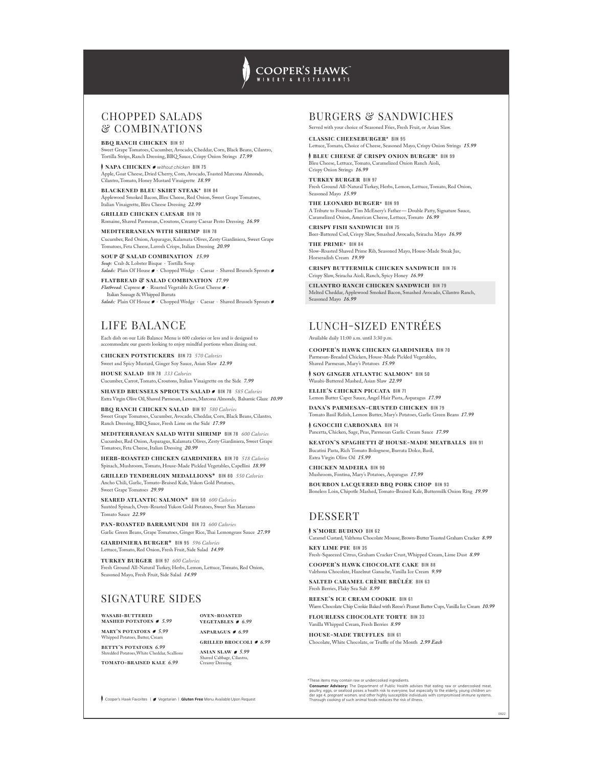# COOPER'S HAWK™ WINERY & RESTAURANTS

## CHOPPED SALADS & COMBINATIONS

**BBQ RANCH CHICKEN** BIN 97
Sweet Grape Tomatoes, Cucumber, Avocado, Cheddar, Corn, Black Beans, Cilantro, Tortilla Strips, Ranch Dressing, BBQ Sauce, Crispy Onion Strings *17.99*

**NAPA CHICKEN** *without chicken* BIN 75
Apple, Goat Cheese, Dried Cherry, Corn, Avocado, Toasted Marcona Almonds, Cilantro, Tomato, Honey Mustard Vinaigrette *18.99*

**BLACKENED BLEU SKIRT STEAK*** BIN 84
Applewood Smoked Bacon, Bleu Cheese, Red Onion, Sweet Grape Tomatoes, Italian Vinaigrette, Bleu Cheese Dressing *22.99*

**GRILLED CHICKEN CAESAR** BIN 70
Romaine, Shaved Parmesan, Croutons, Creamy Caesar Pesto Dressing *16.99*

**MEDITERRANEAN WITH SHRIMP** BIN 78
Cucumber, Red Onion, Asparagus, Kalamata Olives, Zesty Giardiniera, Sweet Grape Tomatoes, Feta Cheese, Lavosh Crisps, Italian Dressing *20.99*

**SOUP & SALAD COMBINATION** *15.99*
*Soup:* Crab & Lobster Bisque · Tortilla Soup
*Salads:* Plain Ol' House · Chopped Wedge · Caesar · Shaved Brussels Sprouts

**FLATBREAD & SALAD COMBINATION** *17.99*
*Flatbread:* Caprese · Roasted Vegetable & Goat Cheese · Italian Sausage & Whipped Burrata
*Salads:* Plain Ol' House · Chopped Wedge · Caesar · Shaved Brussels Sprouts

## LIFE BALANCE

Each dish on our Life Balance Menu is 600 calories or less and is designed to accommodate our guests looking to enjoy mindful portions when dining out.

**CHICKEN POTSTICKERS** BIN 73 *570 Calories*
Sweet and Spicy Mustard, Ginger Soy Sauce, Asian Slaw *12.99*

**HOUSE SALAD** BIN 78 *333 Calories*
Cucumber, Carrot, Tomato, Croutons, Italian Vinaigrette on the Side *7.99*

**SHAVED BRUSSELS SPROUTS SALAD** BIN 78 *585 Calories*
Extra Virgin Olive Oil, Shaved Parmesan, Lemon, Marcona Almonds, Balsamic Glaze *10.99*

**BBQ RANCH CHICKEN SALAD** BIN 97 *580 Calories*
Sweet Grape Tomatoes, Cucumber, Avocado, Cheddar, Corn, Black Beans, Cilantro, Ranch Dressing, BBQ Sauce, Fresh Lime on the Side *17.99*

**MEDITERRANEAN SALAD WITH SHRIMP** BIN 78 *600 Calories*
Cucumber, Red Onion, Asparagus, Kalamata Olives, Zesty Giardiniera, Sweet Grape Tomatoes, Feta Cheese, Italian Dressing *20.99*

**HERB-ROASTED CHICKEN GIARDINIERA** BIN 70 *518 Calories*
Spinach, Mushroom, Tomato, House-Made Pickled Vegetables, Capellini *18.99*

**GRILLED TENDERLOIN MEDALLIONS*** BIN 80 *550 Calories*
Ancho Chili, Garlic, Tomato-Braised Kale, Yukon Gold Potatoes, Sweet Grape Tomatoes *29.99*

**SEARED ATLANTIC SALMON*** BIN 50 *600 Calories*
Sautéed Spinach, Oven-Roasted Yukon Gold Potatoes, Sweet San Marzano Tomato Sauce *22.99*

**PAN-ROASTED BARRAMUNDI** BIN 73 *600 Calories*
Garlic Green Beans, Grape Tomatoes, Ginger Rice, Thai Lemongrass Sauce *27.99*

**GIARDINIERA BURGER*** BIN 95 *596 Calories*
Lettuce, Tomato, Red Onion, Fresh Fruit, Side Salad *14.99*

**TURKEY BURGER** BIN 97 *600 Calories*
Fresh Ground All-Natural Turkey, Herbs, Lemon, Lettuce, Tomato, Red Onion, Seasoned Mayo, Fresh Fruit, Side Salad *14.99*

## SIGNATURE SIDES

**WASABI-BUTTERED MASHED POTATOES** *5.99*

**MARY'S POTATOES** *5.99*
Whipped Potatoes, Butter, Cream

**BETTY'S POTATOES** *6.99*
Shredded Potatoes, White Cheddar, Scallions

**TOMATO-BRAISED KALE** *6.99*

**OVEN-ROASTED VEGETABLES** *6.99*

**ASPARAGUS** *6.99*

**GRILLED BROCCOLI** *6.99*

**ASIAN SLAW** *5.99*
Shaved Cabbage, Cilantro, Creamy Dressing

## BURGERS & SANDWICHES

Served with your choice of Seasoned Fries, Fresh Fruit, or Asian Slaw.

**CLASSIC CHEESEBURGER*** BIN 95
Lettuce, Tomato, Choice of Cheese, Seasoned Mayo, Crispy Onion Strings *15.99*

**BLEU CHEESE & CRISPY ONION BURGER*** BIN 99
Bleu Cheese, Lettuce, Tomato, Caramelized Onion Ranch Aioli, Crispy Onion Strings *16.99*

**TURKEY BURGER** BIN 97
Fresh Ground All-Natural Turkey, Herbs, Lemon, Lettuce, Tomato, Red Onion, Seasoned Mayo *15.99*

**THE LEONARD BURGER*** BIN 99
A Tribute to Founder Tim McEnery's Father — Double Patty, Signature Sauce, Caramelized Onion, American Cheese, Lettuce, Tomato *16.99*

**CRISPY FISH SANDWICH** BIN 75
Beer-Battered Cod, Crispy Slaw, Smashed Avocado, Sriracha Mayo *16.99*

**THE PRIME*** BIN 84
Slow-Roasted Shaved Prime Rib, Seasoned Mayo, House-Made Steak Jus, Horseradish Cream *19.99*

**CRISPY BUTTERMILK CHICKEN SANDWICH** BIN 76
Crispy Slaw, Sriracha Aioli, Ranch, Spicy Honey *16.99*

**CILANTRO RANCH CHICKEN SANDWICH** BIN 79
Melted Cheddar, Applewood Smoked Bacon, Smashed Avocado, Cilantro Ranch, Seasoned Mayo *16.99*

## LUNCH-SIZED ENTRÉES

Available daily 11:00 a.m. until 3:30 p.m.

**COOPER'S HAWK CHICKEN GIARDINIERA** BIN 70
Parmesan-Breaded Chicken, House-Made Pickled Vegetables, Shaved Parmesan, Mary's Potatoes *15.99*

**SOY GINGER ATLANTIC SALMON*** BIN 50
Wasabi-Buttered Mashed, Asian Slaw *22.99*

**ELLIE'S CHICKEN PICCATA** BIN 71
Lemon Butter Caper Sauce, Angel Hair Pasta, Asparagus *17.99*

**DANA'S PARMESAN-CRUSTED CHICKEN** BIN 79
Tomato Basil Relish, Lemon Butter, Mary's Potatoes, Garlic Green Beans *17.99*

**GNOCCHI CARBONARA** BIN 74
Pancetta, Chicken, Sage, Peas, Parmesan Garlic Cream Sauce *17.99*

**KEATON'S SPAGHETTI & HOUSE-MADE MEATBALLS** BIN 91
Bucatini Pasta, Rich Tomato Bolognese, Burrata Dolce, Basil, Extra Virgin Olive Oil *15.99*

**CHICKEN MADEIRA** BIN 90
Mushroom, Fontina, Mary's Potatoes, Asparagus *17.99*

**BOURBON LACQUERED BBQ PORK CHOP** BIN 93
Boneless Loin, Chipotle Mashed, Tomato-Braised Kale, Buttermilk Onion Ring *19.99*

## DESSERT

**S'MORE BUDINO** BIN 62
Caramel Custard, Valrhona Chocolate Mousse, Brown-Butter Toasted Graham Cracker *8.99*

**KEY LIME PIE** BIN 35
Fresh-Squeezed Citrus, Graham Cracker Crust, Whipped Cream, Lime Dust *8.99*

**COOPER'S HAWK CHOCOLATE CAKE** BIN 88
Valrhona Chocolate, Hazelnut Ganache, Vanilla Ice Cream *9.99*

**SALTED CARAMEL CRÈME BRÛLÉE** BIN 63
Fresh Berries, Flaky Sea Salt *8.99*

**REESE'S ICE CREAM COOKIE** BIN 61
Warm Chocolate Chip Cookie Baked with Reese's Peanut Butter Cups, Vanilla Ice Cream *10.99*

**FLOURLESS CHOCOLATE TORTE** BIN 33
Vanilla Whipped Cream, Fresh Berries *8.99*

**HOUSE-MADE TRUFFLES** BIN 61
Chocolate, White Chocolate, or Truffle of the Month *2.99 Each*

*These items may contain raw or undercooked ingredients.

**Consumer Advisory:** The Department of Public Health advises that eating raw or undercooked meat, poultry, eggs, or seafood poses a health risk to everyone, but especially to the elderly, young children under age 4, pregnant women, and other highly susceptible individuals with compromised immune systems. Thorough cooking of such animal foods reduces the risk of illness.

Cooper's Hawk Favorites | Vegetarian | **Gluten Free** Menu Available Upon Request

0622